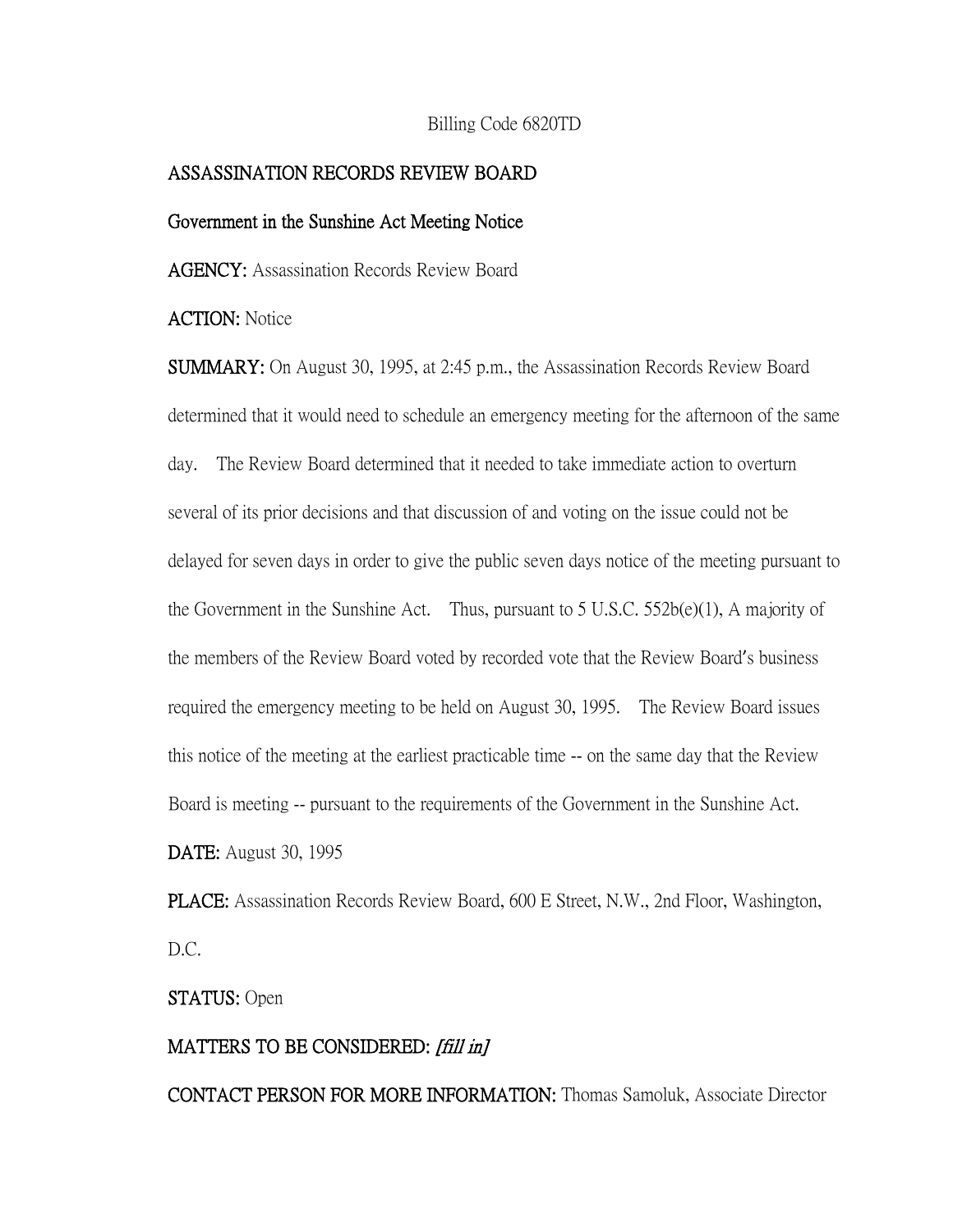Billing Code 6820TD

**ASSASSINATION RECORDS REVIEW BOARD**

**Government in the Sunshine Act Meeting Notice**

**AGENCY:** Assassination Records Review Board

**ACTION:** Notice

**SUMMARY:** On August 30, 1995, at 2:45 p.m., the Assassination Records Review Board determined that it would need to schedule an emergency meeting for the afternoon of the same day. The Review Board determined that it needed to take immediate action to overturn several of its prior decisions and that discussion of and voting on the issue could not be delayed for seven days in order to give the public seven days notice of the meeting pursuant to the Government in the Sunshine Act. Thus, pursuant to 5 U.S.C. 552b(e)(1), A majority of the members of the Review Board voted by recorded vote that the Review Board's business required the emergency meeting to be held on August 30, 1995. The Review Board issues this notice of the meeting at the earliest practicable time -- on the same day that the Review Board is meeting -- pursuant to the requirements of the Government in the Sunshine Act.

**DATE:** August 30, 1995

**PLACE:** Assassination Records Review Board, 600 E Street, N.W., 2nd Floor, Washington, D.C.

**STATUS:** Open

**MATTERS TO BE CONSIDERED:** *[fill in]*

**CONTACT PERSON FOR MORE INFORMATION:** Thomas Samoluk, Associate Director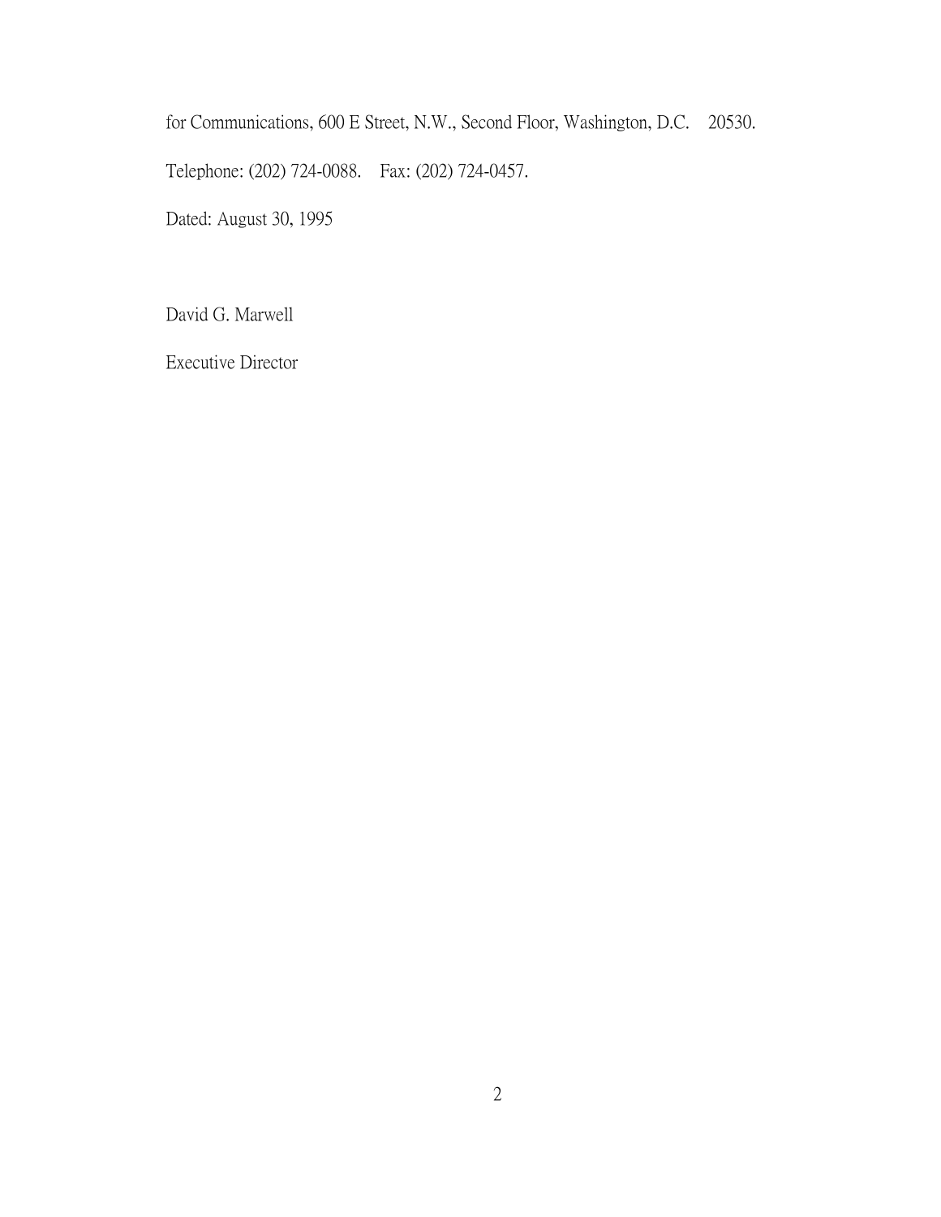for Communications, 600 E Street, N.W., Second Floor, Washington, D.C. 20530.

Telephone: (202) 724-0088. Fax: (202) 724-0457.

Dated: August 30, 1995

David G. Marwell

Executive Director